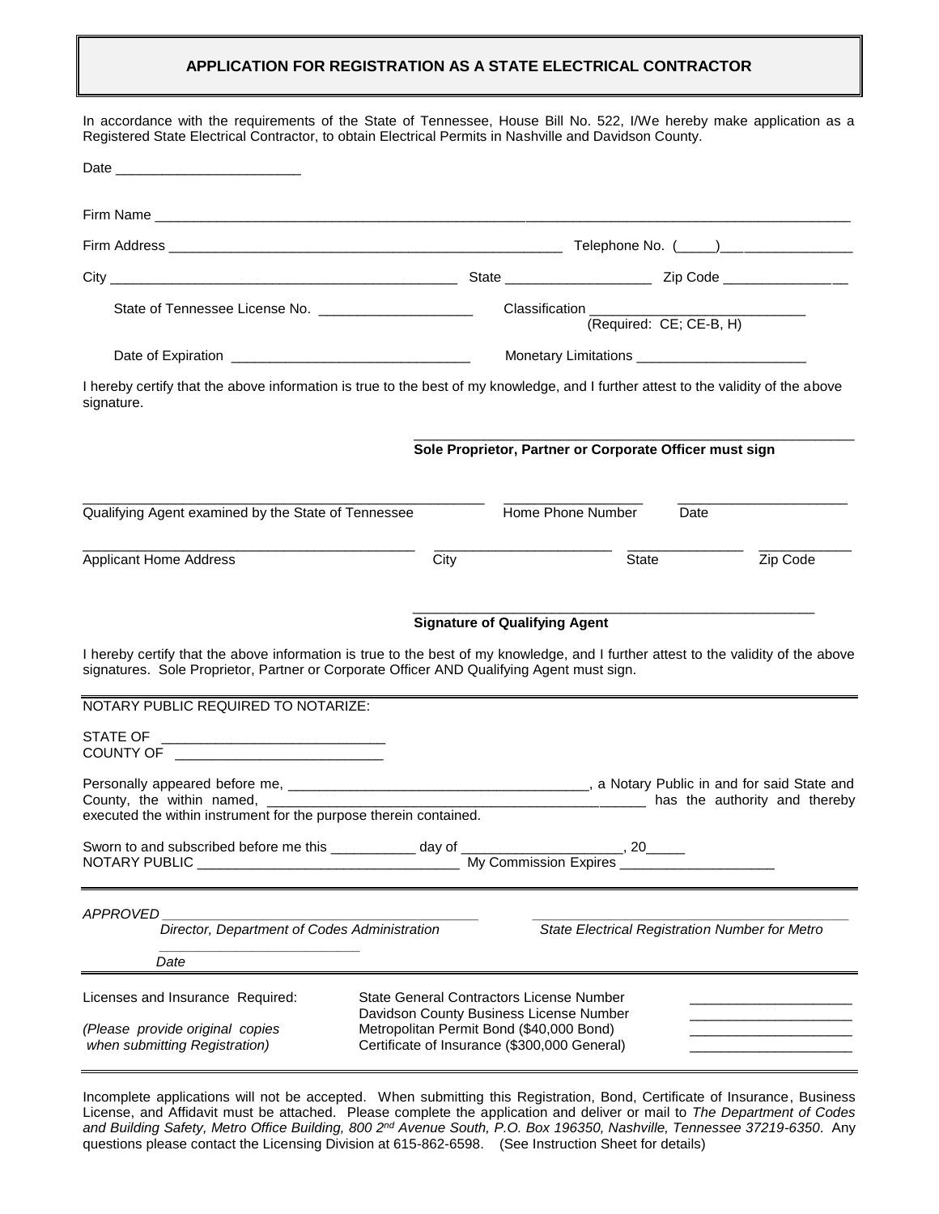# APPLICATION FOR REGISTRATION AS A STATE ELECTRICAL CONTRACTOR

In accordance with the requirements of the State of Tennessee, House Bill No. 522, I/We hereby make application as a Registered State Electrical Contractor, to obtain Electrical Permits in Nashville and Davidson County.

Date ________________________

Firm Name ________________________________________________________________________________________

Firm Address _______________________________________________ Telephone No. (_____)___________________

City __________________________________________ State __________________ Zip Code ________________

State of Tennessee License No. ____________________ Classification ____________________________ (Required: CE; CE-B, H)

Date of Expiration ______________________________ Monetary Limitations ______________________

I hereby certify that the above information is true to the best of my knowledge, and I further attest to the validity of the above signature.

\_\_\_\_\_\_\_\_\_\_\_\_\_\_\_\_\_\_\_\_\_\_\_\_\_\_\_\_\_\_\_\_\_\_\_\_\_\_\_\_\_\_\_\_\_\_\_\_\_\_\_\_\_\_\_\_\_\_
**Sole Proprietor, Partner or Corporate Officer must sign**

_____________________________________________ _________________ ______________________
Qualifying Agent examined by the State of Tennessee | Home Phone Number | Date

_________________________________________ _______________________ ______________ ____________
Applicant Home Address | City | State | Zip Code

\_\_\_\_\_\_\_\_\_\_\_\_\_\_\_\_\_\_\_\_\_\_\_\_\_\_\_\_\_\_\_\_\_\_\_\_\_\_\_\_\_\_\_\_\_\_\_\_\_\_\_\_
**Signature of Qualifying Agent**

I hereby certify that the above information is true to the best of my knowledge, and I further attest to the validity of the above signatures. Sole Proprietor, Partner or Corporate Officer AND Qualifying Agent must sign.

NOTARY PUBLIC REQUIRED TO NOTARIZE:

STATE OF ____________________________
COUNTY OF ___________________________

Personally appeared before me, ______________________________________, a Notary Public in and for said State and County, the within named, _________________________________________________ has the authority and thereby executed the within instrument for the purpose therein contained.

Sworn to and subscribed before me this ___________ day of _____________________, 20_____
NOTARY PUBLIC _________________________________ My Commission Expires ____________________

*APPROVED* ________________________________________ ________________________________________
*Director, Department of Codes Administration* | *State Electrical Registration Number for Metro*

___________________________
*Date*

Licenses and Insurance Required:

*(Please provide original copies when submitting Registration)*

- State General Contractors License Number ____________________
- Davidson County Business License Number ____________________
- Metropolitan Permit Bond ($40,000 Bond) ____________________
- Certificate of Insurance ($300,000 General) ____________________

Incomplete applications will not be accepted. When submitting this Registration, Bond, Certificate of Insurance, Business License, and Affidavit must be attached. Please complete the application and deliver or mail to *The Department of Codes and Building Safety, Metro Office Building, 800 2nd Avenue South, P.O. Box 196350, Nashville, Tennessee 37219-6350*. Any questions please contact the Licensing Division at 615-862-6598. (See Instruction Sheet for details)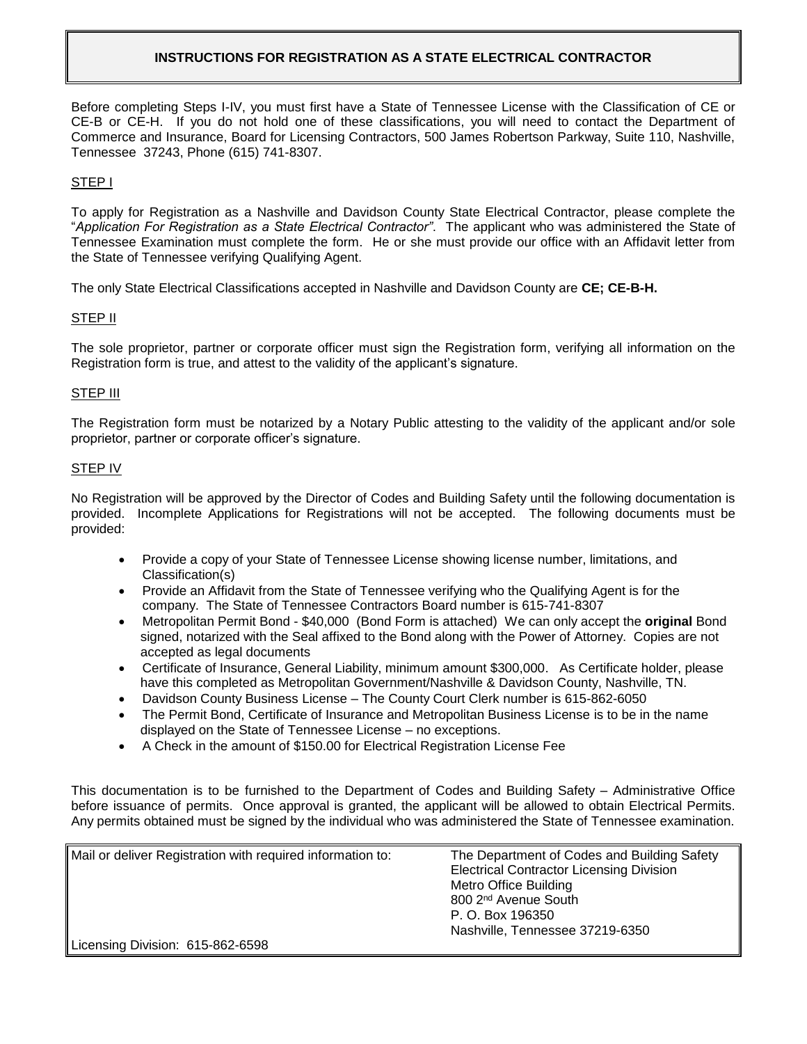# INSTRUCTIONS FOR REGISTRATION AS A STATE ELECTRICAL CONTRACTOR

Before completing Steps I-IV, you must first have a State of Tennessee License with the Classification of CE or CE-B or CE-H. If you do not hold one of these classifications, you will need to contact the Department of Commerce and Insurance, Board for Licensing Contractors, 500 James Robertson Parkway, Suite 110, Nashville, Tennessee 37243, Phone (615) 741-8307.

## STEP I

To apply for Registration as a Nashville and Davidson County State Electrical Contractor, please complete the "*Application For Registration as a State Electrical Contractor"*. The applicant who was administered the State of Tennessee Examination must complete the form. He or she must provide our office with an Affidavit letter from the State of Tennessee verifying Qualifying Agent.

The only State Electrical Classifications accepted in Nashville and Davidson County are **CE; CE-B-H.**

## STEP II

The sole proprietor, partner or corporate officer must sign the Registration form, verifying all information on the Registration form is true, and attest to the validity of the applicant's signature.

## STEP III

The Registration form must be notarized by a Notary Public attesting to the validity of the applicant and/or sole proprietor, partner or corporate officer's signature.

## STEP IV

No Registration will be approved by the Director of Codes and Building Safety until the following documentation is provided. Incomplete Applications for Registrations will not be accepted. The following documents must be provided:

- Provide a copy of your State of Tennessee License showing license number, limitations, and Classification(s)
- Provide an Affidavit from the State of Tennessee verifying who the Qualifying Agent is for the company. The State of Tennessee Contractors Board number is 615-741-8307
- Metropolitan Permit Bond - $40,000 (Bond Form is attached) We can only accept the **original** Bond signed, notarized with the Seal affixed to the Bond along with the Power of Attorney. Copies are not accepted as legal documents
- Certificate of Insurance, General Liability, minimum amount $300,000. As Certificate holder, please have this completed as Metropolitan Government/Nashville & Davidson County, Nashville, TN.
- Davidson County Business License – The County Court Clerk number is 615-862-6050
- The Permit Bond, Certificate of Insurance and Metropolitan Business License is to be in the name displayed on the State of Tennessee License – no exceptions.
- A Check in the amount of $150.00 for Electrical Registration License Fee

This documentation is to be furnished to the Department of Codes and Building Safety – Administrative Office before issuance of permits. Once approval is granted, the applicant will be allowed to obtain Electrical Permits. Any permits obtained must be signed by the individual who was administered the State of Tennessee examination.

Mail or deliver Registration with required information to:

The Department of Codes and Building Safety
Electrical Contractor Licensing Division
Metro Office Building
800 2nd Avenue South
P. O. Box 196350
Nashville, Tennessee 37219-6350

Licensing Division: 615-862-6598